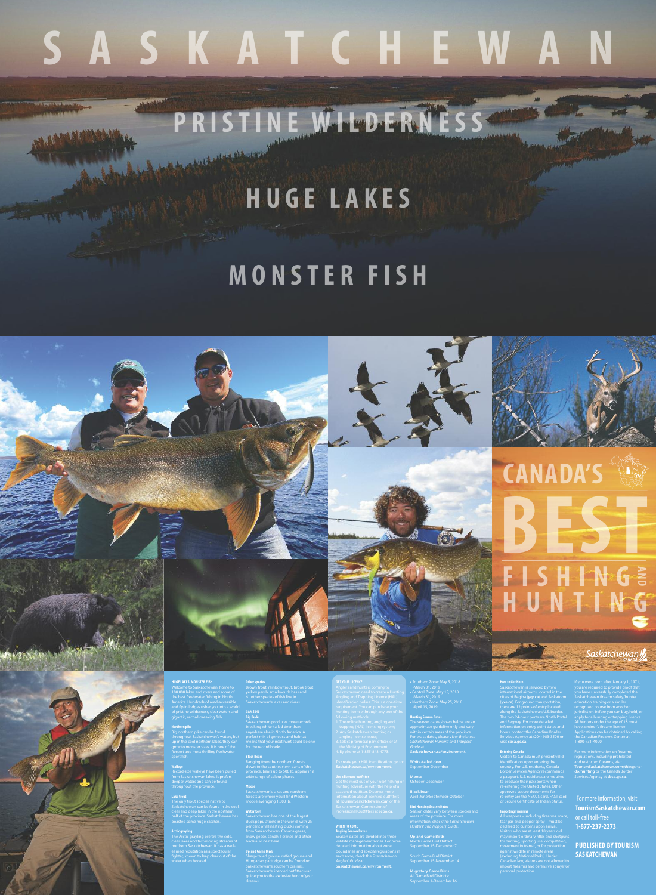# SASKATCHEWAN

## PRISTINE WILDERNESS

## HUGE LAKES

## MONSTER FISH

# CANADA'S BEST FISHING AND HUNTING

Saskatchewan CANADA

**HUGE LAKES. MONSTER FISH.**

Welcome to Saskatchewan, home to 100,000 lakes and rivers and some of the best freshwater fishing in North America. Hundreds of road-accessible and fly-in lodges usher you into a world of pristine wilderness, clear waters and gigantic, record-breaking fish.

**Northern pike**
Big northern pike can be found throughout Saskatchewan's waters, but up in the cool northern lakes, they can grow to monster sizes. It is one of the fiercest and most thrilling freshwater sport fish.

**Walleye**
Record-size walleye have been pulled from Saskatchewan lakes. It prefers deeper waters and can be found throughout the province.

**Lake trout**
The only trout species native to Saskatchewan can be found in the cool, clear and deep lakes in the northern half of the province. Saskatchewan has boasted some huge catches.

**Arctic grayling**
The Arctic grayling prefers the cold, clear lakes and fast-moving streams of northern Saskatchewan. It has a well-earned reputation as a spectacular fighter, known to leap clear out of the water when hooked.

**Other species**
Brown trout, rainbow trout, brook trout, yellow perch, smallmouth bass and 61 other species of fish live in Saskatchewan's lakes and rivers.

**GAME ON**

**Big Bucks**
Saskatchewan produces more record-breaking white-tailed deer than anywhere else in North America. A perfect mix of genetics and habitat means that your next hunt could be one for the record books.

**Black Bears**
Ranging from the northern forests down to the southeastern parts of the province, bears up to 500 lb. appear in a wide range of colour phases.

**Moose**
Saskatchewan's lakes and northern forests are where you'll find Western moose averaging 1,300 lb.

**Waterfowl**
Saskatchewan has one of the largest duck populations in the world, with 25 per cent of all nesting ducks coming from Saskatchewan. Canada geese, snow geese, sandhill cranes and other birds also nest here.

**Upland Game Birds**
Sharp-tailed grouse, ruffed grouse and Hungarian partridge can be found on Saskatchewan's southern prairies. Saskatchewan's licenced outfitters can guide you to the exclusive hunt of your dreams.

**GET YOUR LICENCE**

Anglers and hunters coming to Saskatchewan need to create a Hunting, Angling and Trapping Licence (HAL) identification online. This is a one-time requirement. You can purchase your hunting licence through any one of the following methods:

1. The online hunting, angling and trapping (HAL) licensing system;
2. Any Saskatchewan hunting or angling licence issuer;
3. Select provincial park offices or at the Ministry of Environment;
4. By phone at 1-855-848-4773.

To create your HAL identification, go to **Saskatchewan.ca/environment**.

**Use a licensed outfitter**
Get the most out of your next fishing or hunting adventure with the help of a seasoned outfitter. Discover more information about licensed outfitters at **TourismSaskatchewan.com** or the Saskatchewan Commission of Professional Outfitters at **scpo.ca**.

**WHEN TO COME**

**Angling Season Dates**
Season dates are divided into three wildlife management zones. For more detailed information about zone boundaries and special regulations in each zone, check the *Saskatchewan Anglers' Guide* at **Saskatchewan.ca/environment**.

- Southern Zone: May 5, 2018 -March 31, 2019
- Central Zone: May 15, 2018 -March 31, 2019
- Northern Zone: May 25, 2018 -April 15, 2019

**Hunting Season Dates**
The season dates shown below are an approximate guideline only and vary within certain areas of the province. For exact dates, please view the latest *Saskatchewan Hunters' and Trappers' Guide* at **Saskatchewan.ca/environment**.

**White-tailed deer**
September-December

**Moose**
October-December

**Black bear**
April-June/September-October

**Bird Hunting Season Dates**
Season dates vary between species and areas of the province. For more information, check the *Saskatchewan Hunters' and Trappers' Guide*.

**Upland Game Birds**
North Game Bird District: September 15-December 7

South Game Bird District: September 15-November 14

**Migratory Game Birds**
All Game Bird Districts: September 1-December 16

**How to Get Here**
Saskatchewan is serviced by two international airports, located in the cities of Regina (**yqr.ca**) and Saskatoon (**yxe.ca**). For ground transportation, there are 12 points of entry located along the Saskatchewan/U.S. border. The two 24-hour ports are North Portal and Regway. For more detailed information on entry point dates and hours, contact the Canadian Border Services Agency at (204) 983-3500 or visit **cbsa.gc.ca**.

**Entering Canada**
Visitors to Canada must present valid identification upon entering the country. For U.S. residents, Canada Border Services Agency recommends a passport. U.S. residents are required to produce their passports when re-entering the United States. Other approved secure documents for re-entry are the NEXUS card, FAST card or Secure Certificate of Indian Status.

**Importing Firearms**
All weapons – including firearms, mace, tear gas and pepper spray – must be declared to customs upon arrival. Visitors who are at least 18 years old may import ordinary rifles and shotguns for hunting, sporting use, competition, movement in transit, or for protection against wildlife in remote areas (excluding National Parks). Under Canadian law, visitors are not allowed to import firearms and defensive sprays for personal protection.

If you were born after January 1, 1971, you are required to provide proof that you have successfully completed the Saskatchewan firearm safety/hunter education training or a similar recognized course from another jurisdiction before you can buy, hold, or apply for a hunting or trapping licence. All hunters under the age of 18 must have a minor's firearm licence. Applications can be obtained by calling the Canadian Firearms Centre at 1-800-731-4000.

For more information on firearms regulations, including prohibited and restricted firearms, visit **TourismSaskatchewan.com/things-to-do/hunting** or the Canada Border Services Agency at **cbsa.gc.ca**.

For more information, visit **TourismSaskatchewan.com** or call toll-free **1-877-237-2273**.

**PUBLISHED BY TOURISM SASKATCHEWAN**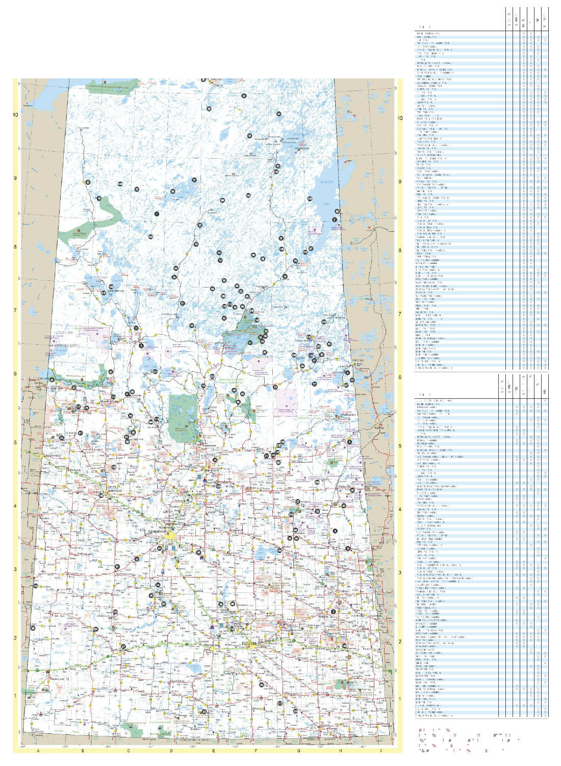10
9
8
7
6
5
4
3
2
1

A
B
C
D
E
F
G
H
I

COLD LAKE
Lloydminster
North Battleford
Prince Albert
Saskatoon
Flin Flon
The Pas
Swift Current
Moose Jaw
REGINA
Yorkton
Estevan